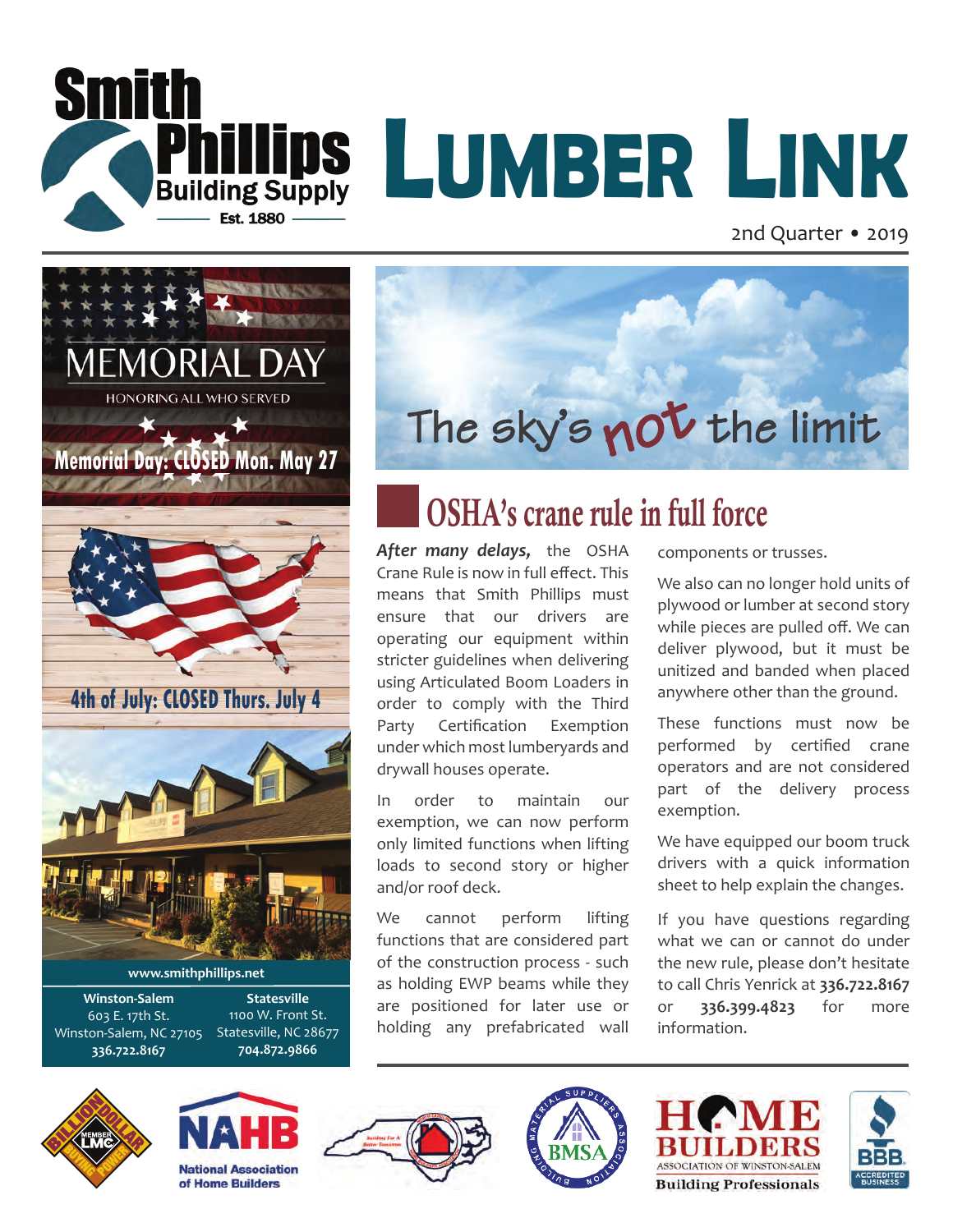Smith Phillips Building Supply
Est. 1880

# Lumber Link

2nd Quarter • 2019

MEMORIAL DAY
HONORING ALL WHO SERVED

**Memorial Day: CLOSED Mon. May 27**

**4th of July: CLOSED Thurs. July 4**

**www.smithphillips.net**

| **Winston-Salem** | **Statesville** |
|---|---|
| 603 E. 17th St. | 1100 W. Front St. |
| Winston-Salem, NC 27105 | Statesville, NC 28677 |
| **336.722.8167** | **704.872.9866** |

The sky's not the limit

## OSHA's crane rule in full force

***After many delays,*** the OSHA Crane Rule is now in full effect. This means that Smith Phillips must ensure that our drivers are operating our equipment within stricter guidelines when delivering using Articulated Boom Loaders in order to comply with the Third Party Certification Exemption under which most lumberyards and drywall houses operate.

In order to maintain our exemption, we can now perform only limited functions when lifting loads to second story or higher and/or roof deck.

We cannot perform lifting functions that are considered part of the construction process - such as holding EWP beams while they are positioned for later use or holding any prefabricated wall components or trusses.

We also can no longer hold units of plywood or lumber at second story while pieces are pulled off. We can deliver plywood, but it must be unitized and banded when placed anywhere other than the ground.

These functions must now be performed by certified crane operators and are not considered part of the delivery process exemption.

We have equipped our boom truck drivers with a quick information sheet to help explain the changes.

If you have questions regarding what we can or cannot do under the new rule, please don't hesitate to call Chris Yenrick at **336.722.8167** or **336.399.4823** for more information.

NAHB National Association of Home Builders

BMSA

HOME BUILDERS ASSOCIATION OF WINSTON-SALEM Building Professionals

BBB ACCREDITED BUSINESS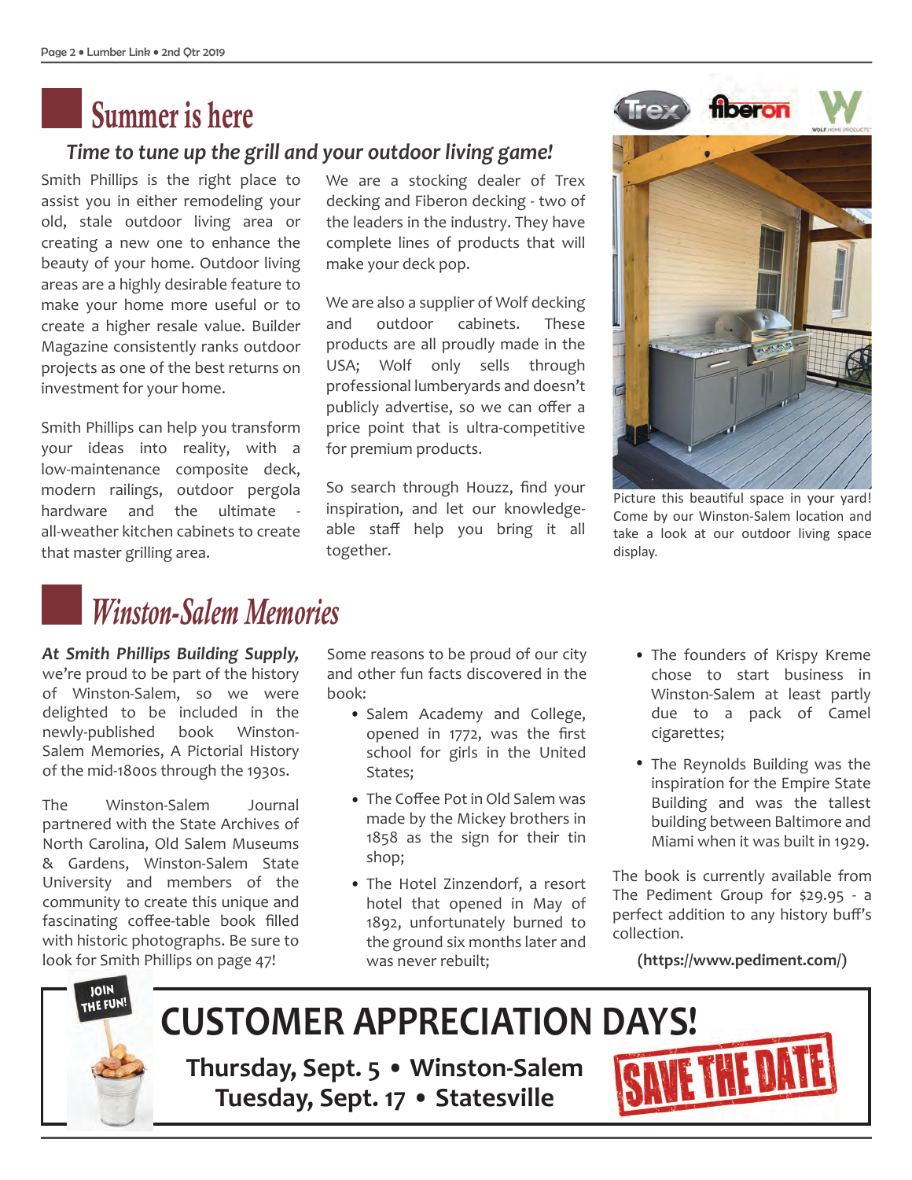# Summer is here

## *Time to tune up the grill and your outdoor living game!*

Smith Phillips is the right place to assist you in either remodeling your old, stale outdoor living area or creating a new one to enhance the beauty of your home. Outdoor living areas are a highly desirable feature to make your home more useful or to create a higher resale value. Builder Magazine consistently ranks outdoor projects as one of the best returns on investment for your home.

Smith Phillips can help you transform your ideas into reality, with a low-maintenance composite deck, modern railings, outdoor pergola hardware and the ultimate - all-weather kitchen cabinets to create that master grilling area.

We are a stocking dealer of Trex decking and Fiberon decking - two of the leaders in the industry. They have complete lines of products that will make your deck pop.

We are also a supplier of Wolf decking and outdoor cabinets. These products are all proudly made in the USA; Wolf only sells through professional lumberyards and doesn't publicly advertise, so we can offer a price point that is ultra-competitive for premium products.

So search through Houzz, find your inspiration, and let our knowledgeable staff help you bring it all together.

Picture this beautiful space in your yard! Come by our Winston-Salem location and take a look at our outdoor living space display.

# *Winston-Salem Memories*

***At Smith Phillips Building Supply,*** we're proud to be part of the history of Winston-Salem, so we were delighted to be included in the newly-published book Winston-Salem Memories, A Pictorial History of the mid-1800s through the 1930s.

The Winston-Salem Journal partnered with the State Archives of North Carolina, Old Salem Museums & Gardens, Winston-Salem State University and members of the community to create this unique and fascinating coffee-table book filled with historic photographs. Be sure to look for Smith Phillips on page 47!

Some reasons to be proud of our city and other fun facts discovered in the book:

- Salem Academy and College, opened in 1772, was the first school for girls in the United States;
- The Coffee Pot in Old Salem was made by the Mickey brothers in 1858 as the sign for their tin shop;
- The Hotel Zinzendorf, a resort hotel that opened in May of 1892, unfortunately burned to the ground six months later and was never rebuilt;
- The founders of Krispy Kreme chose to start business in Winston-Salem at least partly due to a pack of Camel cigarettes;
- The Reynolds Building was the inspiration for the Empire State Building and was the tallest building between Baltimore and Miami when it was built in 1929.

The book is currently available from The Pediment Group for $29.95 - a perfect addition to any history buff's collection.

**(https://www.pediment.com/)**

JOIN THE FUN!

# CUSTOMER APPRECIATION DAYS!

**Thursday, Sept. 5 • Winston-Salem**
**Tuesday, Sept. 17 • Statesville**

SAVE THE DATE